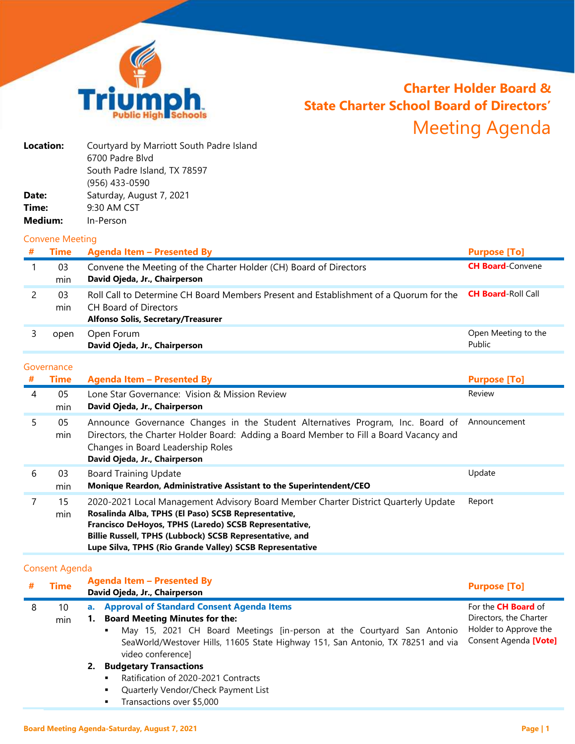# Charter Holder Board & State Charter School Board of Directors' Meeting Agenda

**Location:** Courtyard by Marriott South Padre Island
6700 Padre Blvd
South Padre Island, TX 78597
(956) 433-0590

**Date:** Saturday, August 7, 2021

**Time:** 9:30 AM CST

**Medium:** In-Person

## Convene Meeting

| # | Time | Agenda Item – Presented By | Purpose [To] |
|---|---|---|---|
| 1 | 03 min | Convene the Meeting of the Charter Holder (CH) Board of Directors<br>**David Ojeda, Jr., Chairperson** | **CH Board**-Convene |
| 2 | 03 min | Roll Call to Determine CH Board Members Present and Establishment of a Quorum for the CH Board of Directors<br>**Alfonso Solis, Secretary/Treasurer** | **CH Board**-Roll Call |
| 3 | open | Open Forum<br>**David Ojeda, Jr., Chairperson** | Open Meeting to the Public |

## Governance

| # | Time | Agenda Item – Presented By | Purpose [To] |
|---|---|---|---|
| 4 | 05 min | Lone Star Governance: Vision & Mission Review<br>**David Ojeda, Jr., Chairperson** | Review |
| 5 | 05 min | Announce Governance Changes in the Student Alternatives Program, Inc. Board of Directors, the Charter Holder Board: Adding a Board Member to Fill a Board Vacancy and Changes in Board Leadership Roles<br>**David Ojeda, Jr., Chairperson** | Announcement |
| 6 | 03 min | Board Training Update<br>**Monique Reardon, Administrative Assistant to the Superintendent/CEO** | Update |
| 7 | 15 min | 2020-2021 Local Management Advisory Board Member Charter District Quarterly Update<br>**Rosalinda Alba, TPHS (El Paso) SCSB Representative,**<br>**Francisco DeHoyos, TPHS (Laredo) SCSB Representative,**<br>**Billie Russell, TPHS (Lubbock) SCSB Representative, and**<br>**Lupe Silva, TPHS (Rio Grande Valley) SCSB Representative** | Report |

## Consent Agenda

| # | Time | Agenda Item – Presented By<br>**David Ojeda, Jr., Chairperson** | Purpose [To] |
|---|---|---|---|
| 8 | 10 min | **a. Approval of Standard Consent Agenda Items**<br>**1. Board Meeting Minutes for the:**<br>▪ May 15, 2021 CH Board Meetings [in-person at the Courtyard San Antonio SeaWorld/Westover Hills, 11605 State Highway 151, San Antonio, TX 78251 and via video conference]<br>**2. Budgetary Transactions**<br>▪ Ratification of 2020-2021 Contracts<br>▪ Quarterly Vendor/Check Payment List<br>▪ Transactions over $5,000 | For the **CH Board** of Directors, the Charter Holder to Approve the Consent Agenda **[Vote]** |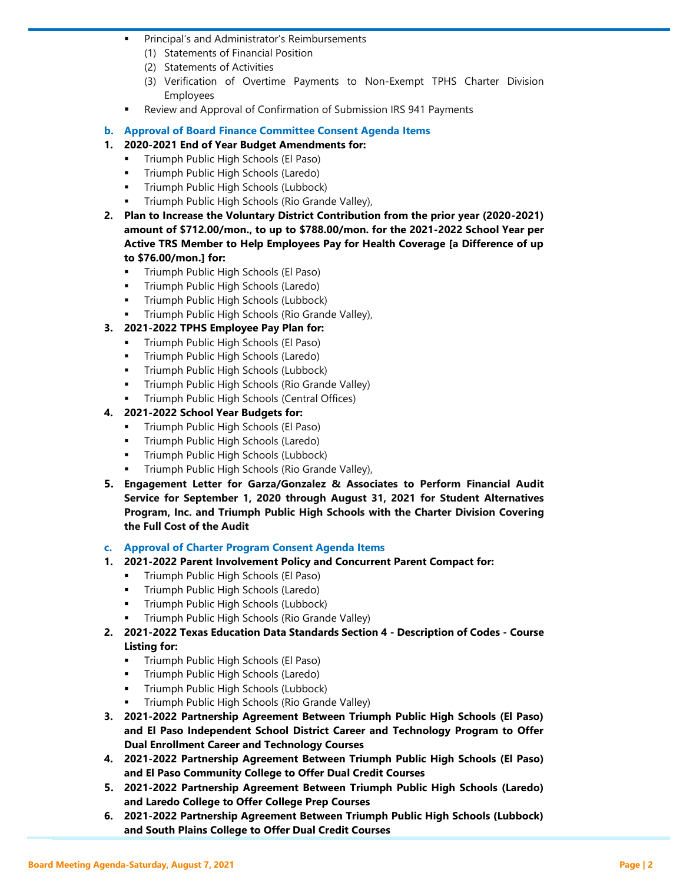- Principal's and Administrator's Reimbursements
  (1) Statements of Financial Position
  (2) Statements of Activities
  (3) Verification of Overtime Payments to Non-Exempt TPHS Charter Division Employees
- Review and Approval of Confirmation of Submission IRS 941 Payments

**b. Approval of Board Finance Committee Consent Agenda Items**

1. **2020-2021 End of Year Budget Amendments for:**
   - Triumph Public High Schools (El Paso)
   - Triumph Public High Schools (Laredo)
   - Triumph Public High Schools (Lubbock)
   - Triumph Public High Schools (Rio Grande Valley),
2. **Plan to Increase the Voluntary District Contribution from the prior year (2020-2021) amount of $712.00/mon., to up to $788.00/mon. for the 2021-2022 School Year per Active TRS Member to Help Employees Pay for Health Coverage [a Difference of up to $76.00/mon.] for:**
   - Triumph Public High Schools (El Paso)
   - Triumph Public High Schools (Laredo)
   - Triumph Public High Schools (Lubbock)
   - Triumph Public High Schools (Rio Grande Valley),
3. **2021-2022 TPHS Employee Pay Plan for:**
   - Triumph Public High Schools (El Paso)
   - Triumph Public High Schools (Laredo)
   - Triumph Public High Schools (Lubbock)
   - Triumph Public High Schools (Rio Grande Valley)
   - Triumph Public High Schools (Central Offices)
4. **2021-2022 School Year Budgets for:**
   - Triumph Public High Schools (El Paso)
   - Triumph Public High Schools (Laredo)
   - Triumph Public High Schools (Lubbock)
   - Triumph Public High Schools (Rio Grande Valley),
5. **Engagement Letter for Garza/Gonzalez & Associates to Perform Financial Audit Service for September 1, 2020 through August 31, 2021 for Student Alternatives Program, Inc. and Triumph Public High Schools with the Charter Division Covering the Full Cost of the Audit**

**c. Approval of Charter Program Consent Agenda Items**

1. **2021-2022 Parent Involvement Policy and Concurrent Parent Compact for:**
   - Triumph Public High Schools (El Paso)
   - Triumph Public High Schools (Laredo)
   - Triumph Public High Schools (Lubbock)
   - Triumph Public High Schools (Rio Grande Valley)
2. **2021-2022 Texas Education Data Standards Section 4 - Description of Codes - Course Listing for:**
   - Triumph Public High Schools (El Paso)
   - Triumph Public High Schools (Laredo)
   - Triumph Public High Schools (Lubbock)
   - Triumph Public High Schools (Rio Grande Valley)
3. **2021-2022 Partnership Agreement Between Triumph Public High Schools (El Paso) and El Paso Independent School District Career and Technology Program to Offer Dual Enrollment Career and Technology Courses**
4. **2021-2022 Partnership Agreement Between Triumph Public High Schools (El Paso) and El Paso Community College to Offer Dual Credit Courses**
5. **2021-2022 Partnership Agreement Between Triumph Public High Schools (Laredo) and Laredo College to Offer College Prep Courses**
6. **2021-2022 Partnership Agreement Between Triumph Public High Schools (Lubbock) and South Plains College to Offer Dual Credit Courses**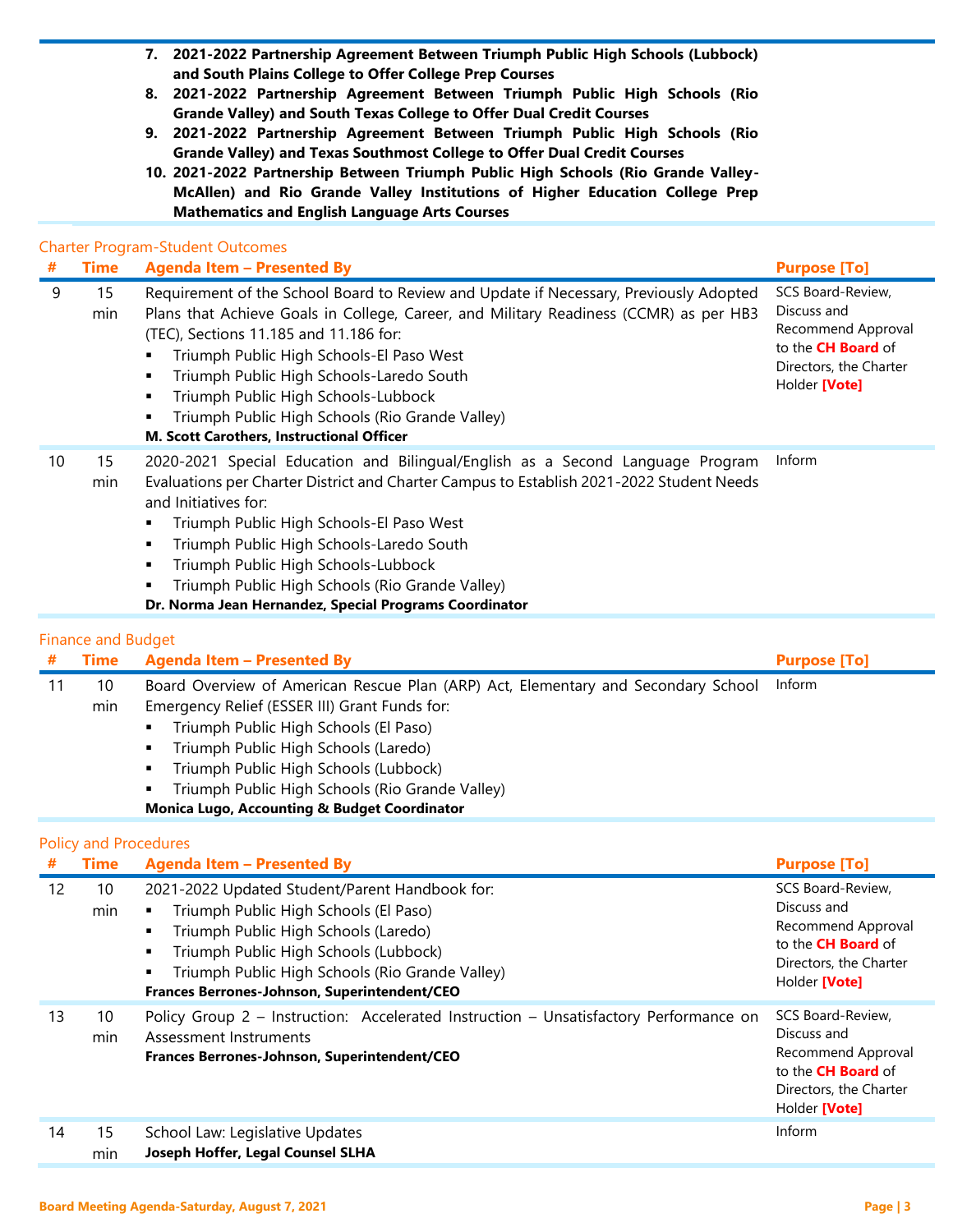7. **2021-2022 Partnership Agreement Between Triumph Public High Schools (Lubbock) and South Plains College to Offer College Prep Courses**
8. **2021-2022 Partnership Agreement Between Triumph Public High Schools (Rio Grande Valley) and South Texas College to Offer Dual Credit Courses**
9. **2021-2022 Partnership Agreement Between Triumph Public High Schools (Rio Grande Valley) and Texas Southmost College to Offer Dual Credit Courses**
10. **2021-2022 Partnership Between Triumph Public High Schools (Rio Grande Valley-McAllen) and Rio Grande Valley Institutions of Higher Education College Prep Mathematics and English Language Arts Courses**

## Charter Program-Student Outcomes

| # | Time | Agenda Item – Presented By | Purpose [To] |
|---|---|---|---|
| 9 | 15 min | Requirement of the School Board to Review and Update if Necessary, Previously Adopted Plans that Achieve Goals in College, Career, and Military Readiness (CCMR) as per HB3 (TEC), Sections 11.185 and 11.186 for:<br>▪ Triumph Public High Schools-El Paso West<br>▪ Triumph Public High Schools-Laredo South<br>▪ Triumph Public High Schools-Lubbock<br>▪ Triumph Public High Schools (Rio Grande Valley)<br>**M. Scott Carothers, Instructional Officer** | SCS Board-Review, Discuss and Recommend Approval to the **CH Board** of Directors, the Charter Holder **[Vote]** |
| 10 | 15 min | 2020-2021 Special Education and Bilingual/English as a Second Language Program Evaluations per Charter District and Charter Campus to Establish 2021-2022 Student Needs and Initiatives for:<br>▪ Triumph Public High Schools-El Paso West<br>▪ Triumph Public High Schools-Laredo South<br>▪ Triumph Public High Schools-Lubbock<br>▪ Triumph Public High Schools (Rio Grande Valley)<br>**Dr. Norma Jean Hernandez, Special Programs Coordinator** | Inform |

## Finance and Budget

| # | Time | Agenda Item – Presented By | Purpose [To] |
|---|---|---|---|
| 11 | 10 min | Board Overview of American Rescue Plan (ARP) Act, Elementary and Secondary School Emergency Relief (ESSER III) Grant Funds for:<br>▪ Triumph Public High Schools (El Paso)<br>▪ Triumph Public High Schools (Laredo)<br>▪ Triumph Public High Schools (Lubbock)<br>▪ Triumph Public High Schools (Rio Grande Valley)<br>**Monica Lugo, Accounting & Budget Coordinator** | Inform |

## Policy and Procedures

| # | Time | Agenda Item – Presented By | Purpose [To] |
|---|---|---|---|
| 12 | 10 min | 2021-2022 Updated Student/Parent Handbook for:<br>▪ Triumph Public High Schools (El Paso)<br>▪ Triumph Public High Schools (Laredo)<br>▪ Triumph Public High Schools (Lubbock)<br>▪ Triumph Public High Schools (Rio Grande Valley)<br>**Frances Berrones-Johnson, Superintendent/CEO** | SCS Board-Review, Discuss and Recommend Approval to the **CH Board** of Directors, the Charter Holder **[Vote]** |
| 13 | 10 min | Policy Group 2 – Instruction: Accelerated Instruction – Unsatisfactory Performance on Assessment Instruments<br>**Frances Berrones-Johnson, Superintendent/CEO** | SCS Board-Review, Discuss and Recommend Approval to the **CH Board** of Directors, the Charter Holder **[Vote]** |
| 14 | 15 min | School Law: Legislative Updates<br>**Joseph Hoffer, Legal Counsel SLHA** | Inform |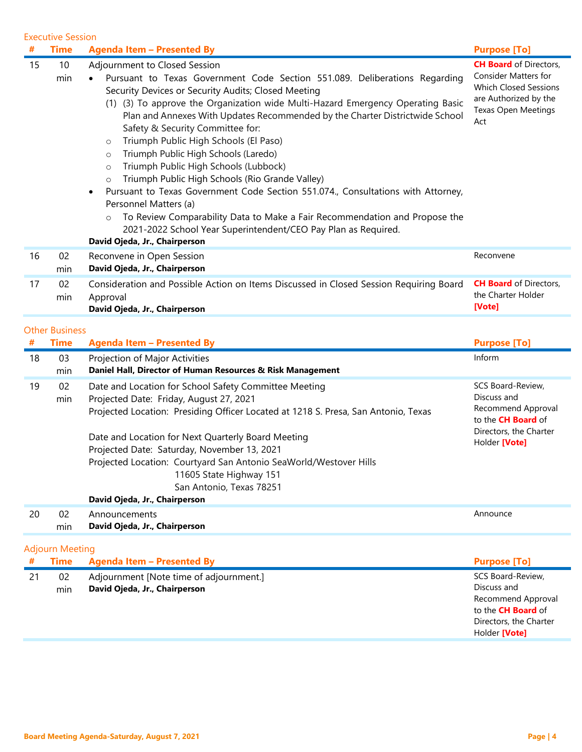### Executive Session

| # | Time | Agenda Item – Presented By | Purpose [To] |
|---|---|---|---|
| 15 | 10 min | Adjournment to Closed Session<br>• Pursuant to Texas Government Code Section 551.089. Deliberations Regarding Security Devices or Security Audits; Closed Meeting<br>(1) (3) To approve the Organization wide Multi-Hazard Emergency Operating Basic Plan and Annexes With Updates Recommended by the Charter Districtwide School Safety & Security Committee for:<br>○ Triumph Public High Schools (El Paso)<br>○ Triumph Public High Schools (Laredo)<br>○ Triumph Public High Schools (Lubbock)<br>○ Triumph Public High Schools (Rio Grande Valley)<br>• Pursuant to Texas Government Code Section 551.074., Consultations with Attorney, Personnel Matters (a)<br>○ To Review Comparability Data to Make a Fair Recommendation and Propose the 2021-2022 School Year Superintendent/CEO Pay Plan as Required.<br>**David Ojeda, Jr., Chairperson** | **CH Board** of Directors, Consider Matters for Which Closed Sessions are Authorized by the Texas Open Meetings Act |
| 16 | 02 min | Reconvene in Open Session<br>**David Ojeda, Jr., Chairperson** | Reconvene |
| 17 | 02 min | Consideration and Possible Action on Items Discussed in Closed Session Requiring Board Approval<br>**David Ojeda, Jr., Chairperson** | **CH Board** of Directors, the Charter Holder **[Vote]** |

### Other Business

| # | Time | Agenda Item – Presented By | Purpose [To] |
|---|---|---|---|
| 18 | 03 min | Projection of Major Activities<br>**Daniel Hall, Director of Human Resources & Risk Management** | Inform |
| 19 | 02 min | Date and Location for School Safety Committee Meeting<br>Projected Date: Friday, August 27, 2021<br>Projected Location: Presiding Officer Located at 1218 S. Presa, San Antonio, Texas<br><br>Date and Location for Next Quarterly Board Meeting<br>Projected Date: Saturday, November 13, 2021<br>Projected Location: Courtyard San Antonio SeaWorld/Westover Hills<br>11605 State Highway 151<br>San Antonio, Texas 78251<br>**David Ojeda, Jr., Chairperson** | SCS Board-Review, Discuss and Recommend Approval to the **CH Board** of Directors, the Charter Holder **[Vote]** |
| 20 | 02 min | Announcements<br>**David Ojeda, Jr., Chairperson** | Announce |

### Adjourn Meeting

| # | Time | Agenda Item – Presented By | Purpose [To] |
|---|---|---|---|
| 21 | 02 min | Adjournment [Note time of adjournment.]<br>**David Ojeda, Jr., Chairperson** | SCS Board-Review, Discuss and Recommend Approval to the **CH Board** of Directors, the Charter Holder **[Vote]** |